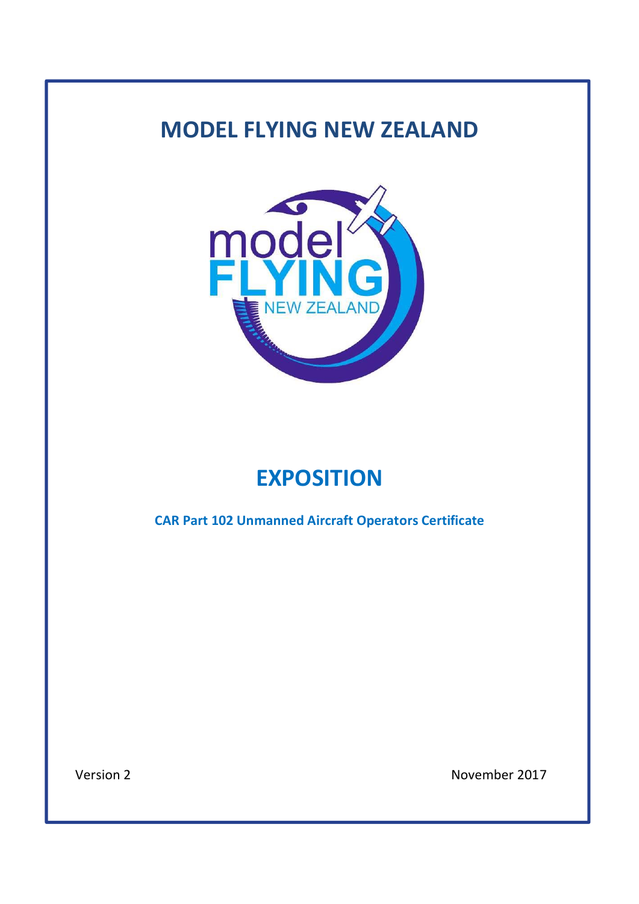# MODEL FLYING NEW ZEALAND

# EXPOSITION

**CAR Part 102 Unmanned Aircraft Operators Certificate**

Version 2

November 2017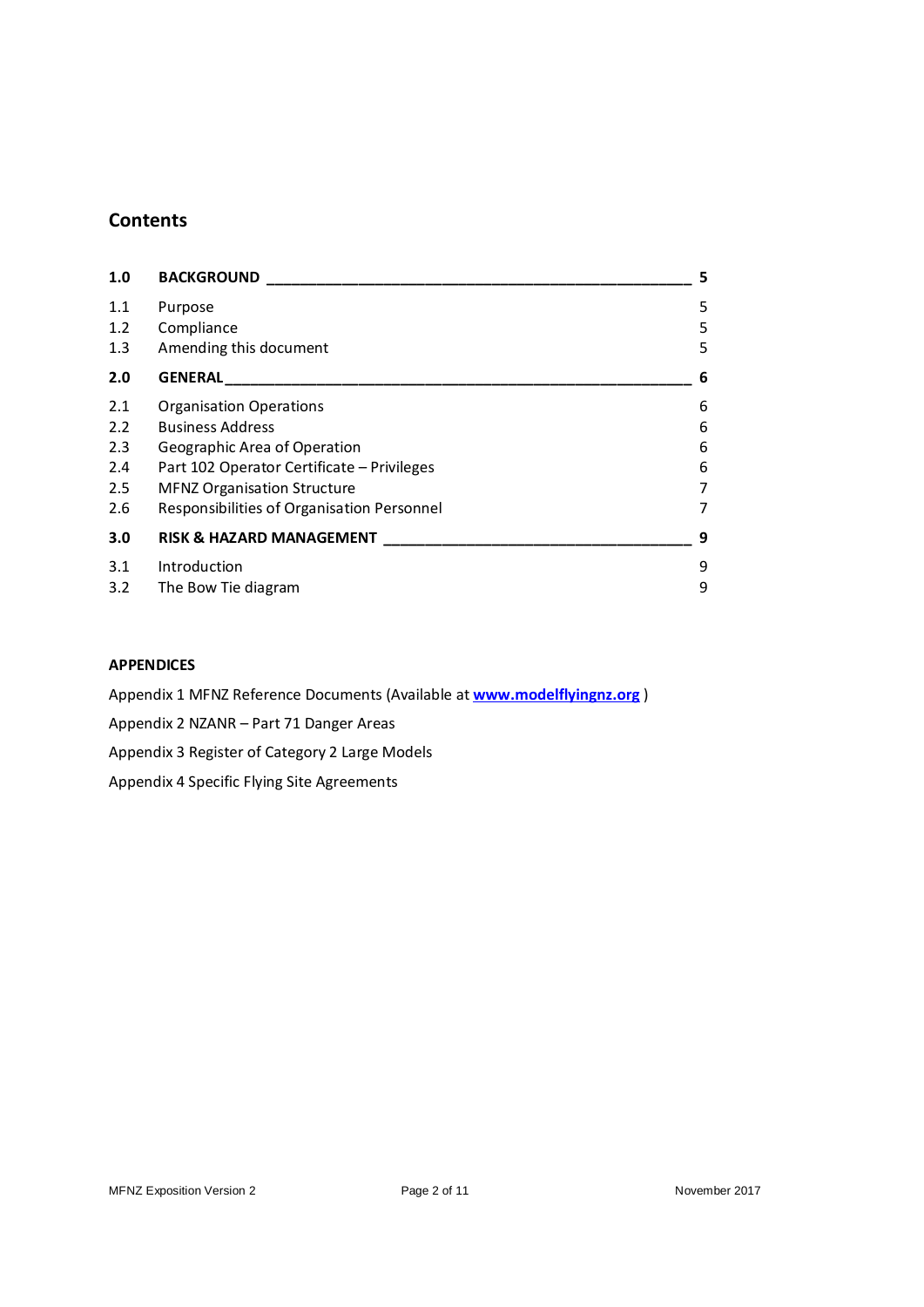## Contents

| | | |
|---|---|---|
| **1.0** | **BACKGROUND** | **5** |
| 1.1 | Purpose | 5 |
| 1.2 | Compliance | 5 |
| 1.3 | Amending this document | 5 |
| **2.0** | **GENERAL** | **6** |
| 2.1 | Organisation Operations | 6 |
| 2.2 | Business Address | 6 |
| 2.3 | Geographic Area of Operation | 6 |
| 2.4 | Part 102 Operator Certificate – Privileges | 6 |
| 2.5 | MFNZ Organisation Structure | 7 |
| 2.6 | Responsibilities of Organisation Personnel | 7 |
| **3.0** | **RISK & HAZARD MANAGEMENT** | **9** |
| 3.1 | Introduction | 9 |
| 3.2 | The Bow Tie diagram | 9 |

**APPENDICES**

Appendix 1 MFNZ Reference Documents (Available at **www.modelflyingnz.org** )

Appendix 2 NZANR – Part 71 Danger Areas

Appendix 3 Register of Category 2 Large Models

Appendix 4 Specific Flying Site Agreements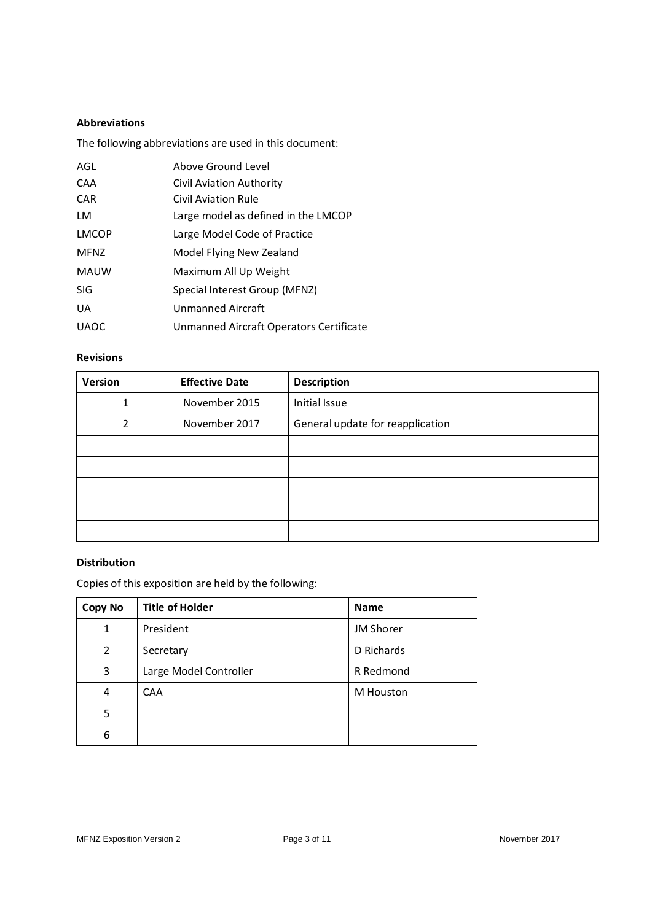**Abbreviations**

The following abbreviations are used in this document:

| | |
|---|---|
| AGL | Above Ground Level |
| CAA | Civil Aviation Authority |
| CAR | Civil Aviation Rule |
| LM | Large model as defined in the LMCOP |
| LMCOP | Large Model Code of Practice |
| MFNZ | Model Flying New Zealand |
| MAUW | Maximum All Up Weight |
| SIG | Special Interest Group (MFNZ) |
| UA | Unmanned Aircraft |
| UAOC | Unmanned Aircraft Operators Certificate |

**Revisions**

| Version | Effective Date | Description |
|---|---|---|
| 1 | November 2015 | Initial Issue |
| 2 | November 2017 | General update for reapplication |
| | | |
| | | |
| | | |
| | | |
| | | |

**Distribution**

Copies of this exposition are held by the following:

| Copy No | Title of Holder | Name |
|---|---|---|
| 1 | President | JM Shorer |
| 2 | Secretary | D Richards |
| 3 | Large Model Controller | R Redmond |
| 4 | CAA | M Houston |
| 5 | | |
| 6 | | |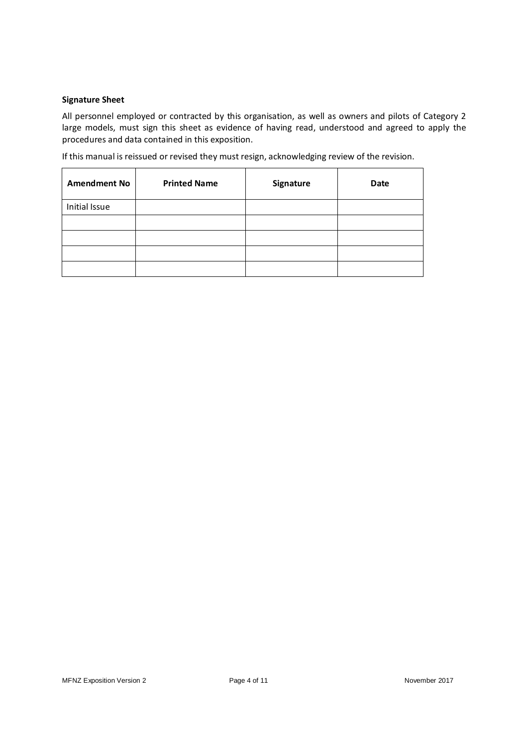**Signature Sheet**

All personnel employed or contracted by this organisation, as well as owners and pilots of Category 2 large models, must sign this sheet as evidence of having read, understood and agreed to apply the procedures and data contained in this exposition.

If this manual is reissued or revised they must resign, acknowledging review of the revision.

| Amendment No | Printed Name | Signature | Date |
| --- | --- | --- | --- |
| Initial Issue | | | |
| | | | |
| | | | |
| | | | |
| | | | |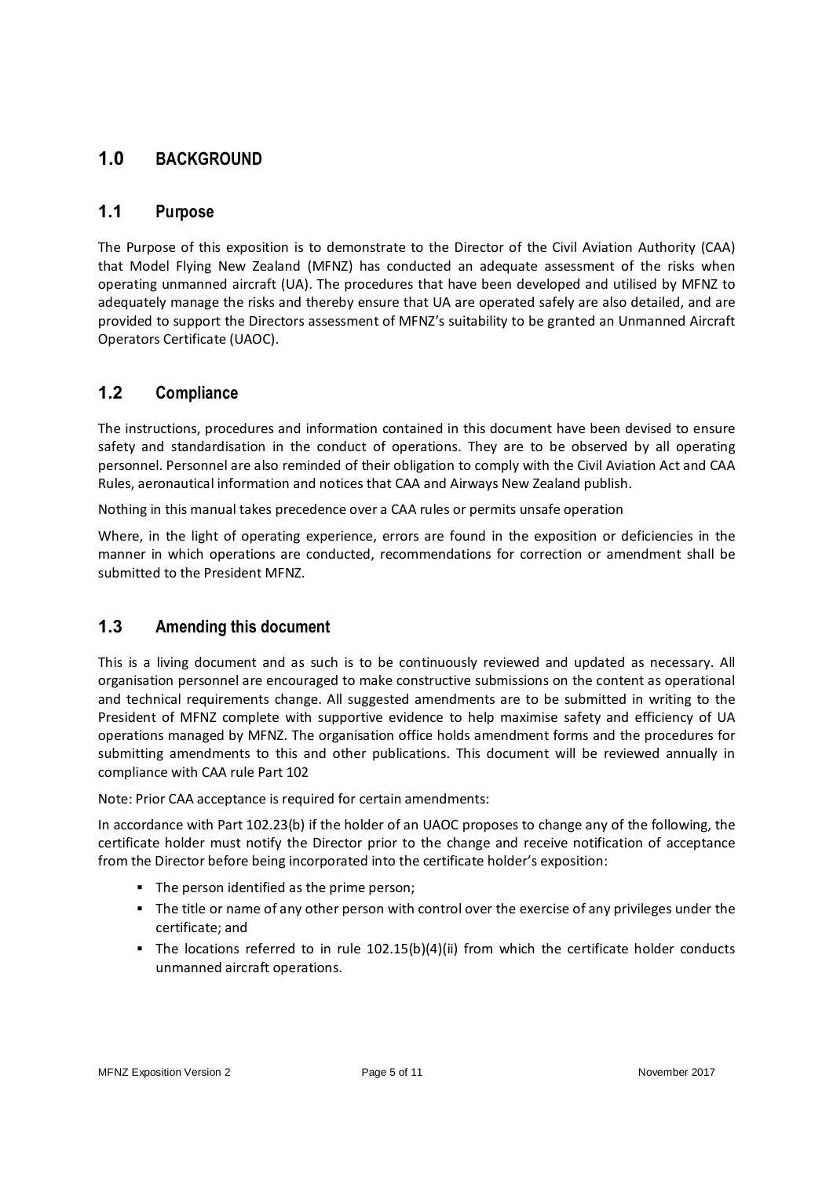# 1.0 BACKGROUND

## 1.1 Purpose

The Purpose of this exposition is to demonstrate to the Director of the Civil Aviation Authority (CAA) that Model Flying New Zealand (MFNZ) has conducted an adequate assessment of the risks when operating unmanned aircraft (UA). The procedures that have been developed and utilised by MFNZ to adequately manage the risks and thereby ensure that UA are operated safely are also detailed, and are provided to support the Directors assessment of MFNZ's suitability to be granted an Unmanned Aircraft Operators Certificate (UAOC).

## 1.2 Compliance

The instructions, procedures and information contained in this document have been devised to ensure safety and standardisation in the conduct of operations. They are to be observed by all operating personnel. Personnel are also reminded of their obligation to comply with the Civil Aviation Act and CAA Rules, aeronautical information and notices that CAA and Airways New Zealand publish.

Nothing in this manual takes precedence over a CAA rules or permits unsafe operation

Where, in the light of operating experience, errors are found in the exposition or deficiencies in the manner in which operations are conducted, recommendations for correction or amendment shall be submitted to the President MFNZ.

## 1.3 Amending this document

This is a living document and as such is to be continuously reviewed and updated as necessary. All organisation personnel are encouraged to make constructive submissions on the content as operational and technical requirements change. All suggested amendments are to be submitted in writing to the President of MFNZ complete with supportive evidence to help maximise safety and efficiency of UA operations managed by MFNZ. The organisation office holds amendment forms and the procedures for submitting amendments to this and other publications. This document will be reviewed annually in compliance with CAA rule Part 102

Note: Prior CAA acceptance is required for certain amendments:

In accordance with Part 102.23(b) if the holder of an UAOC proposes to change any of the following, the certificate holder must notify the Director prior to the change and receive notification of acceptance from the Director before being incorporated into the certificate holder's exposition:

- The person identified as the prime person;
- The title or name of any other person with control over the exercise of any privileges under the certificate; and
- The locations referred to in rule 102.15(b)(4)(ii) from which the certificate holder conducts unmanned aircraft operations.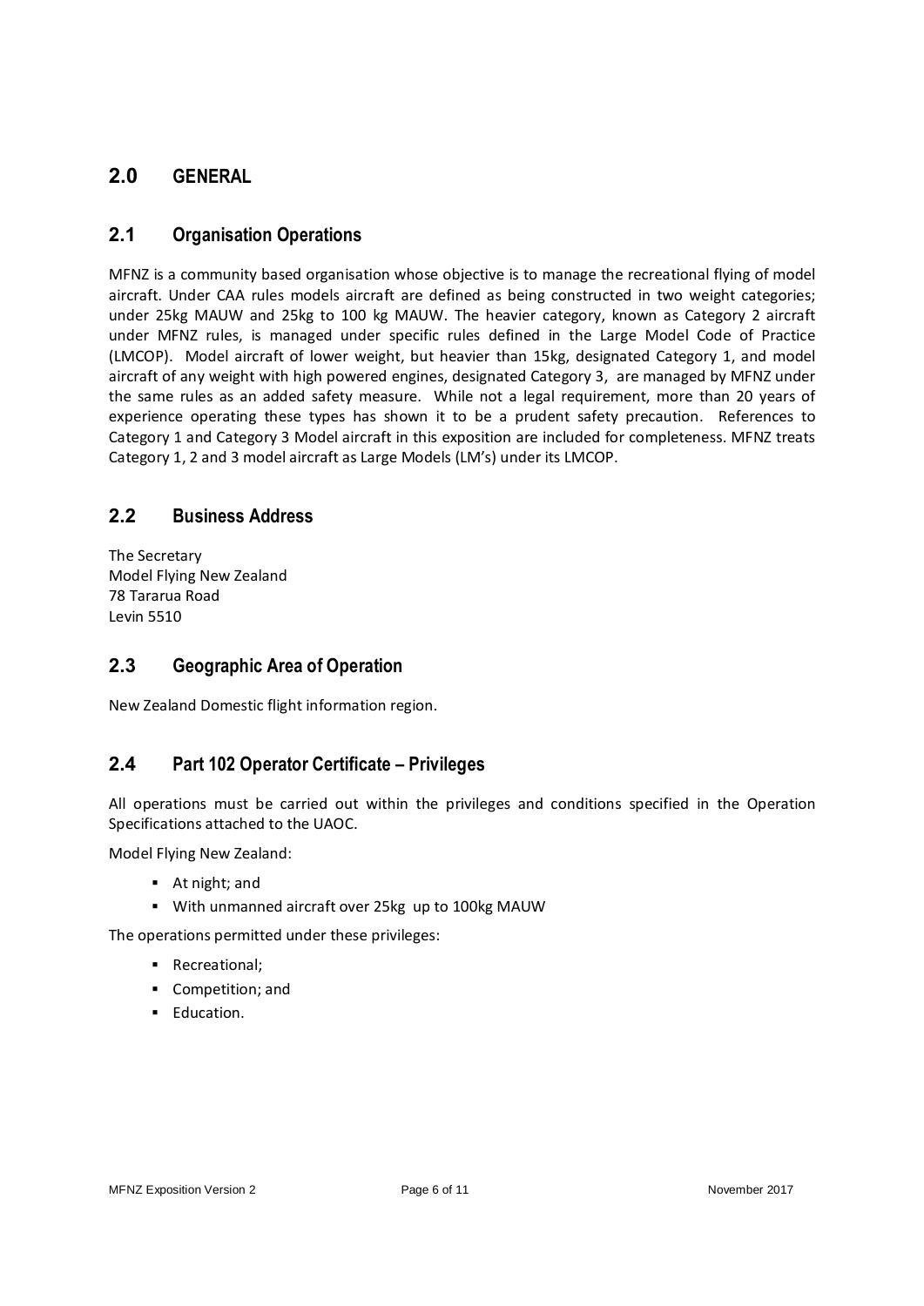# 2.0 GENERAL

## 2.1 Organisation Operations

MFNZ is a community based organisation whose objective is to manage the recreational flying of model aircraft. Under CAA rules models aircraft are defined as being constructed in two weight categories; under 25kg MAUW and 25kg to 100 kg MAUW. The heavier category, known as Category 2 aircraft under MFNZ rules, is managed under specific rules defined in the Large Model Code of Practice (LMCOP). Model aircraft of lower weight, but heavier than 15kg, designated Category 1, and model aircraft of any weight with high powered engines, designated Category 3, are managed by MFNZ under the same rules as an added safety measure. While not a legal requirement, more than 20 years of experience operating these types has shown it to be a prudent safety precaution. References to Category 1 and Category 3 Model aircraft in this exposition are included for completeness. MFNZ treats Category 1, 2 and 3 model aircraft as Large Models (LM's) under its LMCOP.

## 2.2 Business Address

The Secretary
Model Flying New Zealand
78 Tararua Road
Levin 5510

## 2.3 Geographic Area of Operation

New Zealand Domestic flight information region.

## 2.4 Part 102 Operator Certificate – Privileges

All operations must be carried out within the privileges and conditions specified in the Operation Specifications attached to the UAOC.

Model Flying New Zealand:

- At night; and
- With unmanned aircraft over 25kg up to 100kg MAUW

The operations permitted under these privileges:

- Recreational;
- Competition; and
- Education.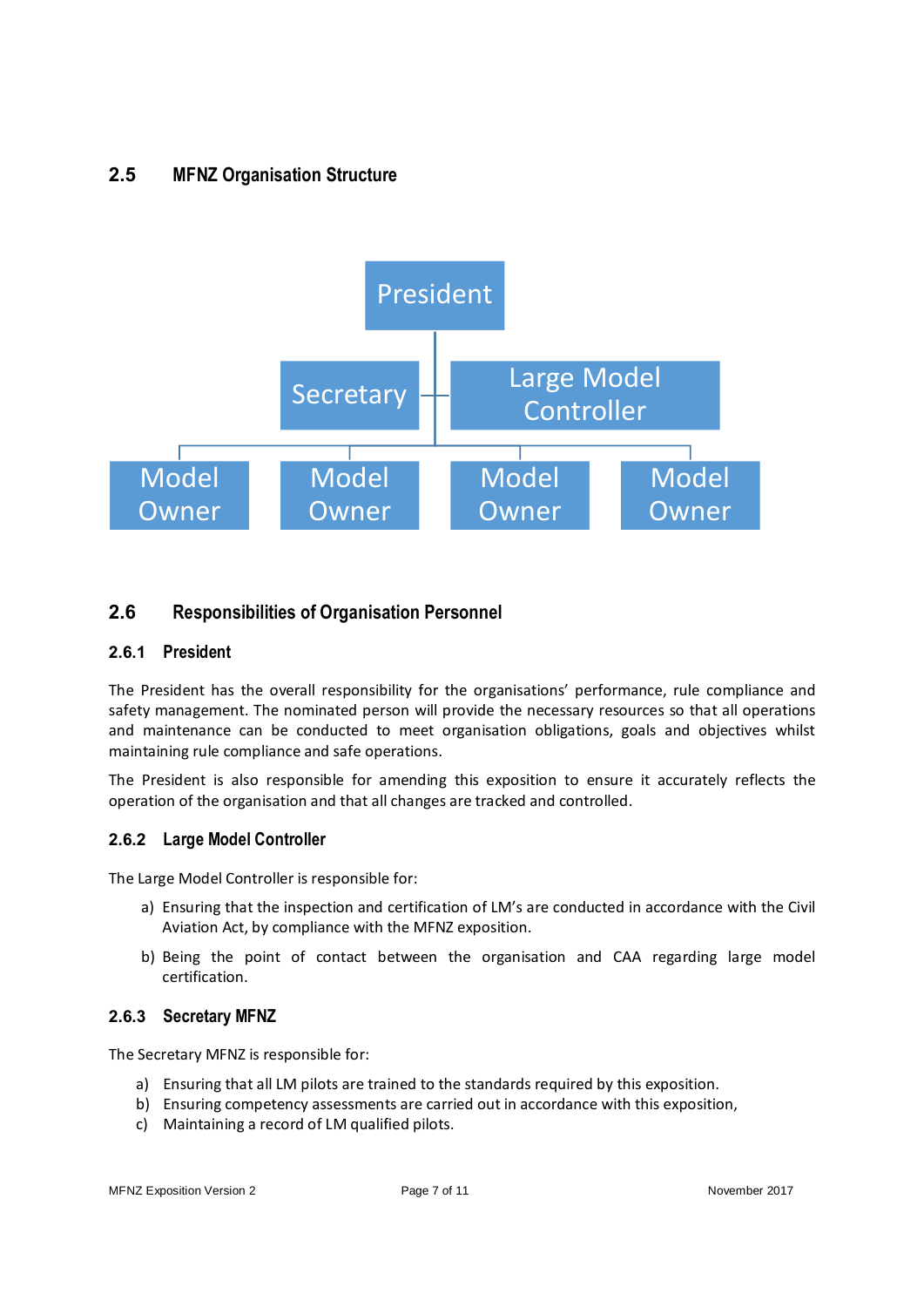## 2.5 MFNZ Organisation Structure

President

Secretary

Large Model Controller

Model Owner

Model Owner

Model Owner

Model Owner

## 2.6 Responsibilities of Organisation Personnel

### 2.6.1 President

The President has the overall responsibility for the organisations' performance, rule compliance and safety management. The nominated person will provide the necessary resources so that all operations and maintenance can be conducted to meet organisation obligations, goals and objectives whilst maintaining rule compliance and safe operations.

The President is also responsible for amending this exposition to ensure it accurately reflects the operation of the organisation and that all changes are tracked and controlled.

### 2.6.2 Large Model Controller

The Large Model Controller is responsible for:

a) Ensuring that the inspection and certification of LM's are conducted in accordance with the Civil Aviation Act, by compliance with the MFNZ exposition.

b) Being the point of contact between the organisation and CAA regarding large model certification.

### 2.6.3 Secretary MFNZ

The Secretary MFNZ is responsible for:

a) Ensuring that all LM pilots are trained to the standards required by this exposition.
b) Ensuring competency assessments are carried out in accordance with this exposition,
c) Maintaining a record of LM qualified pilots.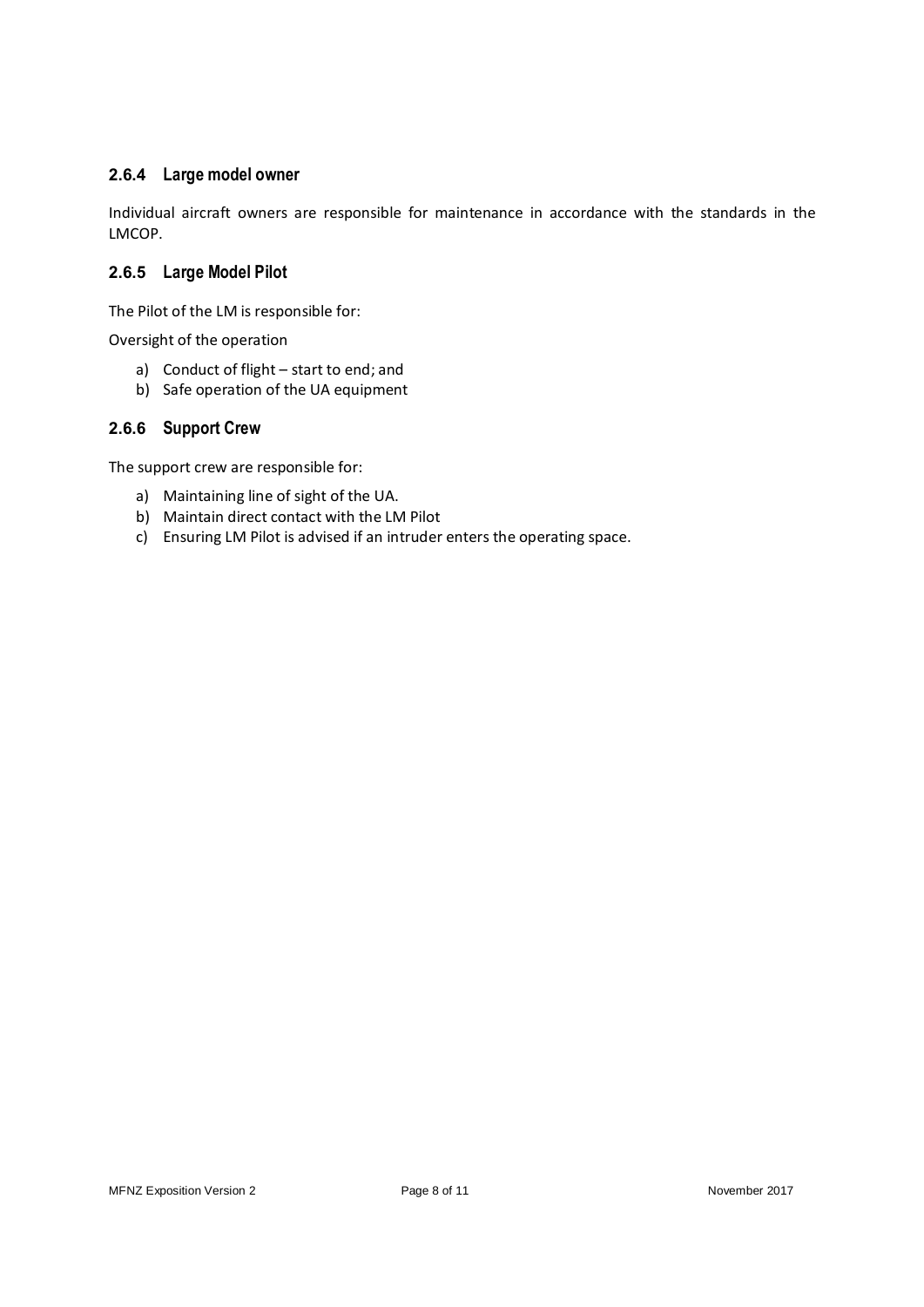### 2.6.4 Large model owner

Individual aircraft owners are responsible for maintenance in accordance with the standards in the LMCOP.

### 2.6.5 Large Model Pilot

The Pilot of the LM is responsible for:

Oversight of the operation

a) Conduct of flight – start to end; and
b) Safe operation of the UA equipment

### 2.6.6 Support Crew

The support crew are responsible for:

a) Maintaining line of sight of the UA.
b) Maintain direct contact with the LM Pilot
c) Ensuring LM Pilot is advised if an intruder enters the operating space.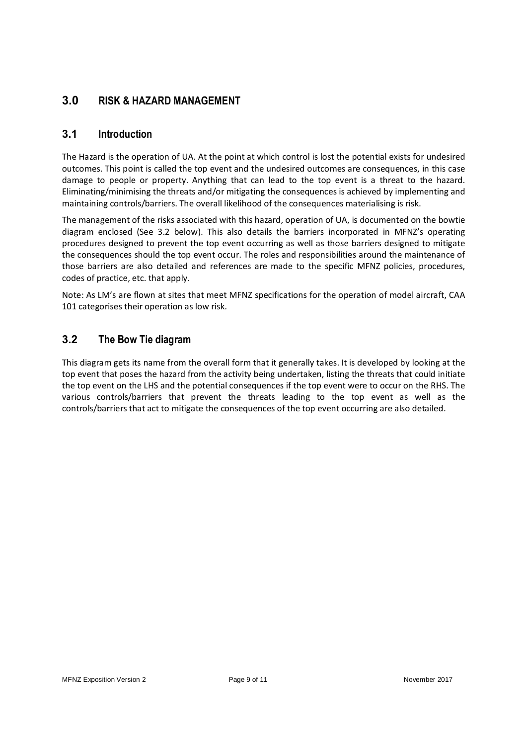## 3.0 RISK & HAZARD MANAGEMENT

### 3.1 Introduction

The Hazard is the operation of UA. At the point at which control is lost the potential exists for undesired outcomes. This point is called the top event and the undesired outcomes are consequences, in this case damage to people or property. Anything that can lead to the top event is a threat to the hazard. Eliminating/minimising the threats and/or mitigating the consequences is achieved by implementing and maintaining controls/barriers. The overall likelihood of the consequences materialising is risk.

The management of the risks associated with this hazard, operation of UA, is documented on the bowtie diagram enclosed (See 3.2 below). This also details the barriers incorporated in MFNZ's operating procedures designed to prevent the top event occurring as well as those barriers designed to mitigate the consequences should the top event occur. The roles and responsibilities around the maintenance of those barriers are also detailed and references are made to the specific MFNZ policies, procedures, codes of practice, etc. that apply.

Note: As LM's are flown at sites that meet MFNZ specifications for the operation of model aircraft, CAA 101 categorises their operation as low risk.

### 3.2 The Bow Tie diagram

This diagram gets its name from the overall form that it generally takes. It is developed by looking at the top event that poses the hazard from the activity being undertaken, listing the threats that could initiate the top event on the LHS and the potential consequences if the top event were to occur on the RHS. The various controls/barriers that prevent the threats leading to the top event as well as the controls/barriers that act to mitigate the consequences of the top event occurring are also detailed.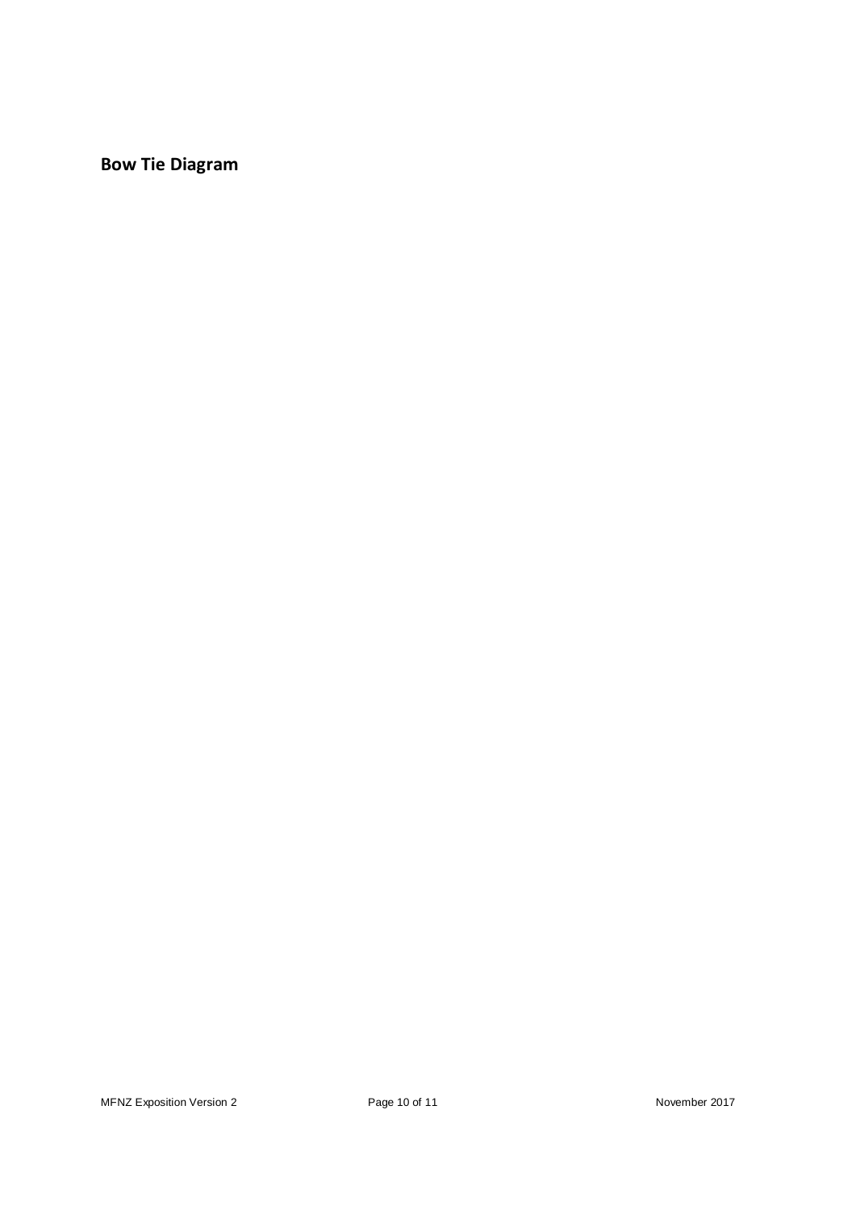**Bow Tie Diagram**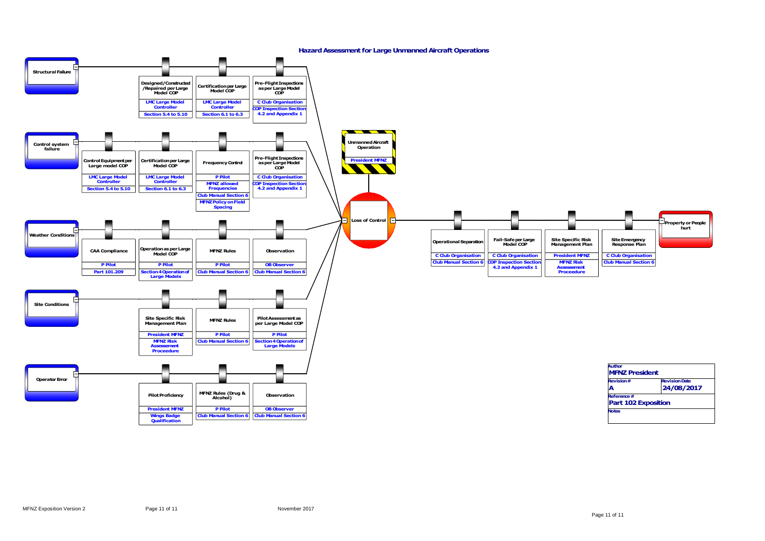## Hazard Assessment for Large Unmanned Aircraft Operations

**Unmanned Aircraft Operation** — President MFNZ

**Loss of Control**

### Threats and Controls

| Threat | Control | Responsible | Reference |
|---|---|---|---|
| Structural Failure | Designed/Constructed/Repaired per Large Model COP | LMC Large Model Controller | Section 5.4 to 5.10 |
| | Certification per Large Model COP | LMC Large Model Controller | Section 6.1 to 6.3 |
| | Pre-Flight Inspections as per Large Model COP | C Club Organisation | COP Inspection Section 4.2 and Appendix 1 |
| Control system failure | Control Equipment per Large model COP | LMC Large Model Controller | Section 5.4 to 5.10 |
| | Certification per Large Model COP | LMC Large Model Controller | Section 6.1 to 6.3 |
| | Frequency Control | P Pilot | MFNZ allowed Frequencies; Club Manual Section 6; MFNZ Policy on Field Spacing |
| | Pre-Flight Inspections as per Large Model COP | C Club Organisation | COP Inspection Section 4.2 and Appendix 1 |
| Weather Conditions | CAA Compliance | P Pilot | Part 101.209 |
| | Operation as per Large Model COP | P Pilot | Section 4 Operation of Large Models |
| | MFNZ Rules | P Pilot | Club Manual Section 6 |
| | Observation | OB Observer | Club Manual Section 6 |
| Site Conditions | Site Specific Risk Management Plan | President MFNZ | MFNZ Risk Assessement Proceedure |
| | MFNZ Rules | P Pilot | Club Manual Section 6 |
| | Pilot Assessment as per Large Model COP | P Pilot | Section 4 Operation of Large Models |
| Operator Error | Pilot Proficiency | President MFNZ | Wings Badge Qualification |
| | MFNZ Rules (Drug & Alcohol) | P Pilot | Club Manual Section 6 |
| | Observation | OB Observer | Club Manual Section 6 |

### Consequence: Property or People hurt

| Control | Responsible | Reference |
|---|---|---|
| Operational Separation | C Club Organisation | Club Manual Section 6 |
| Fail-Safe per Large Model COP | C Club Organisation | COP Inspection Section 4.2 and Appendix 1 |
| Site Specific Risk Management Plan | President MFNZ | MFNZ Risk Assessement Proceedure |
| Site Emergency Response Plan | C Club Organisation | Club Manual Section 6 |

| Author | |
|---|---|
| MFNZ President | |
| **Revision #** | **Revision Date** |
| A | 24/08/2017 |
| **Reference #** | |
| Part 102 Exposition | |
| **Notes** | |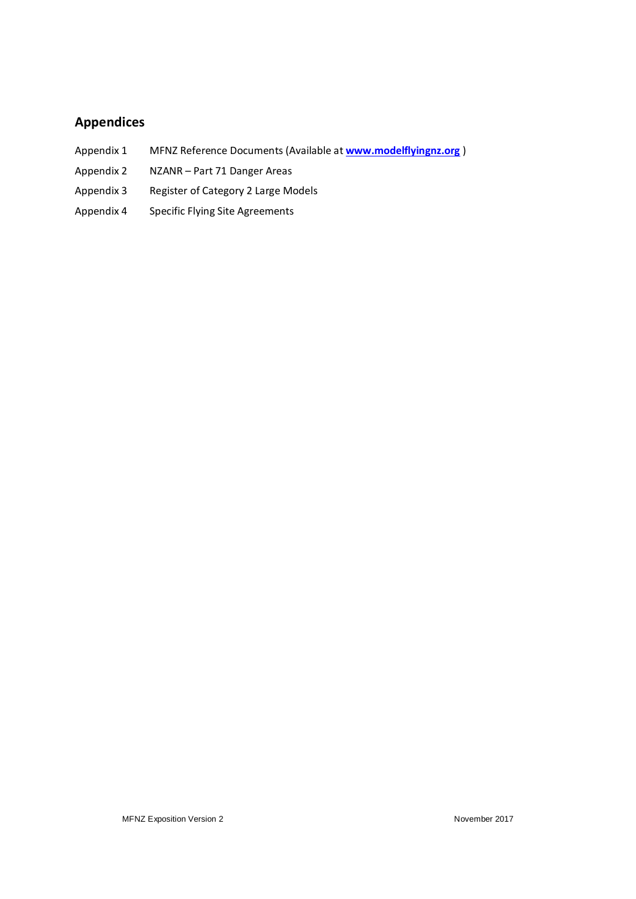## Appendices

| | |
|---|---|
| Appendix 1 | MFNZ Reference Documents (Available at **www.modelflyingnz.org** ) |
| Appendix 2 | NZANR – Part 71 Danger Areas |
| Appendix 3 | Register of Category 2 Large Models |
| Appendix 4 | Specific Flying Site Agreements |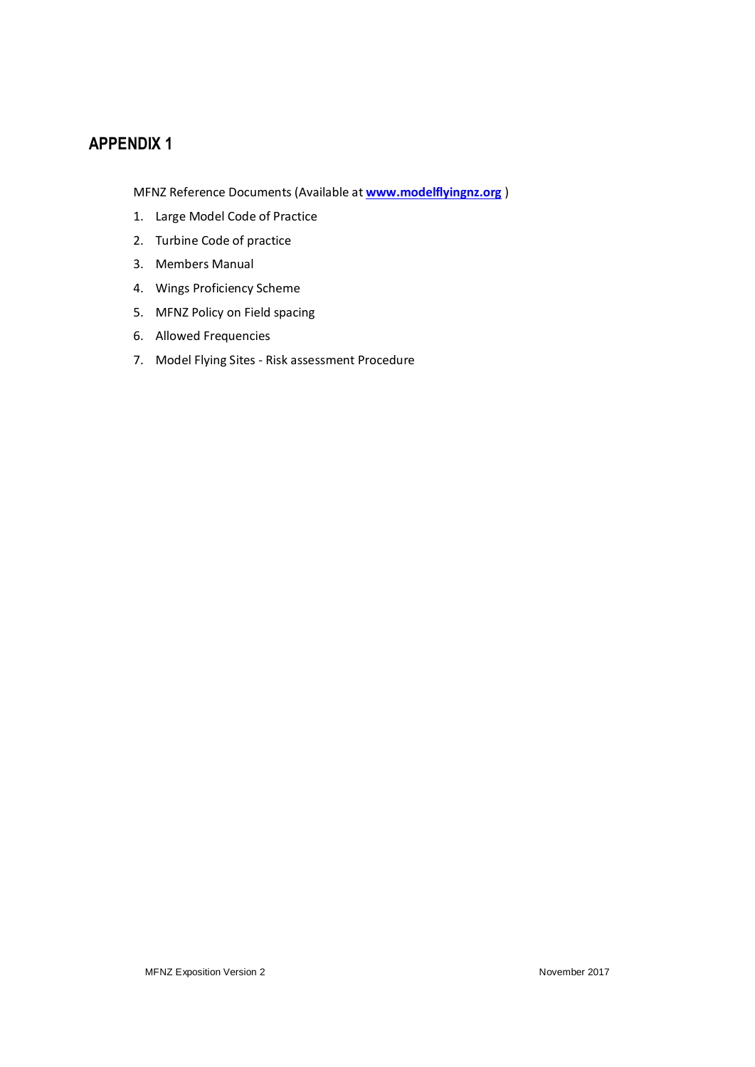# APPENDIX 1

MFNZ Reference Documents (Available at **www.modelflyingnz.org** )

1. Large Model Code of Practice
2. Turbine Code of practice
3. Members Manual
4. Wings Proficiency Scheme
5. MFNZ Policy on Field spacing
6. Allowed Frequencies
7. Model Flying Sites - Risk assessment Procedure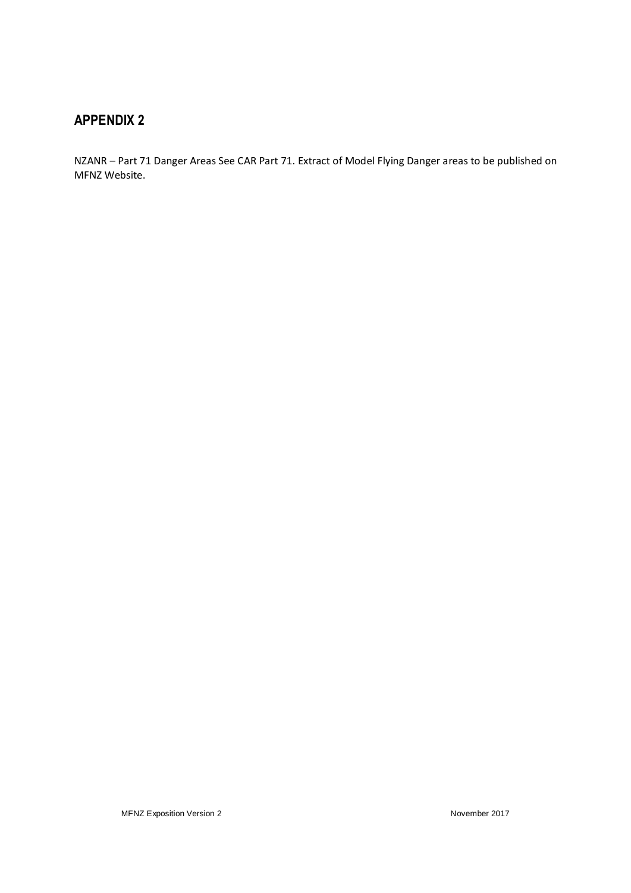## APPENDIX 2

NZANR – Part 71 Danger Areas See CAR Part 71. Extract of Model Flying Danger areas to be published on MFNZ Website.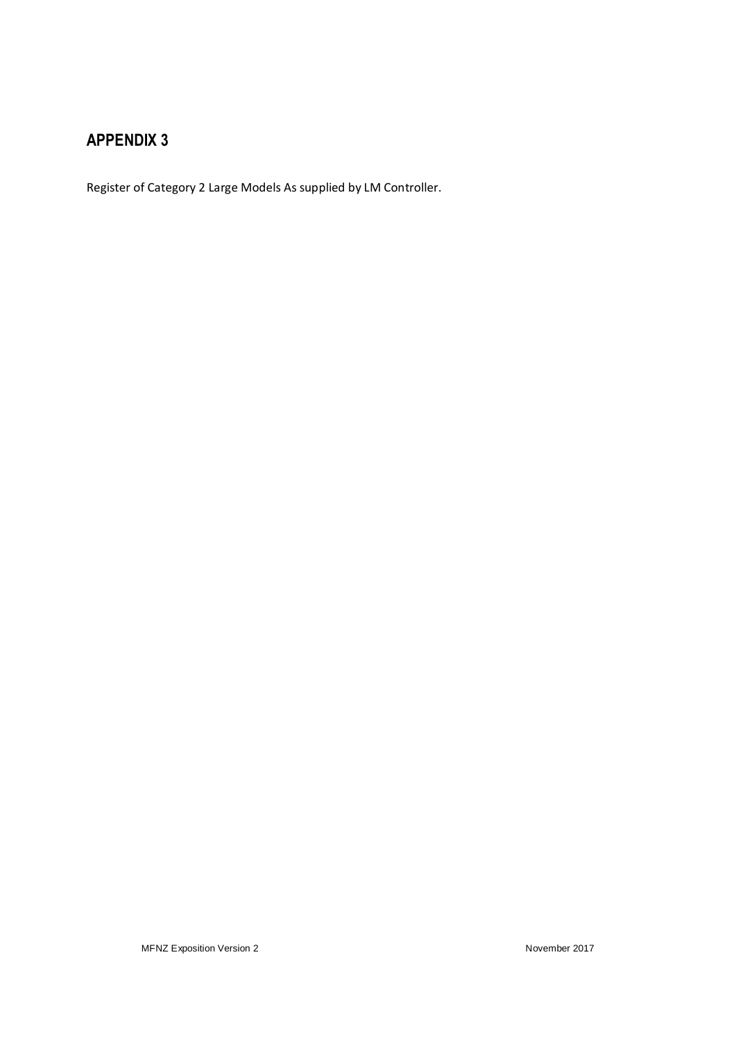## APPENDIX 3

Register of Category 2 Large Models As supplied by LM Controller.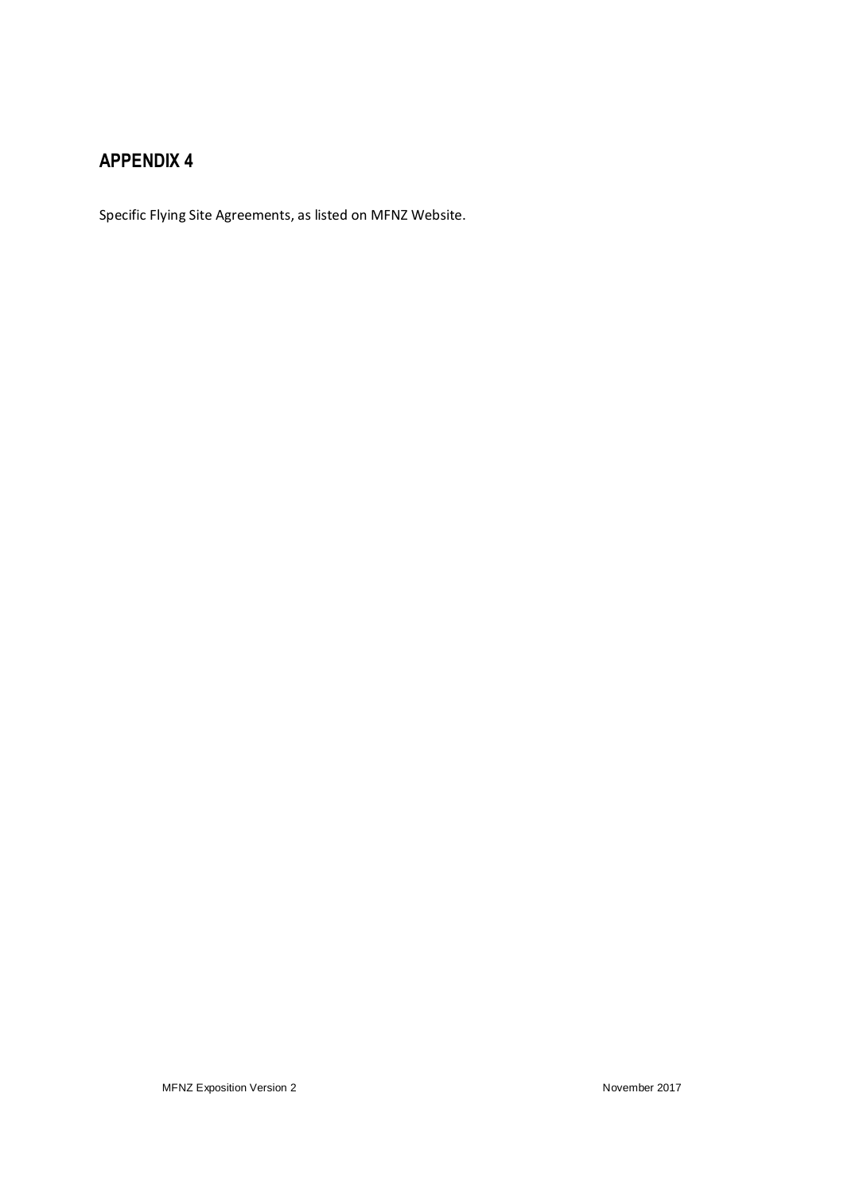## APPENDIX 4

Specific Flying Site Agreements, as listed on MFNZ Website.